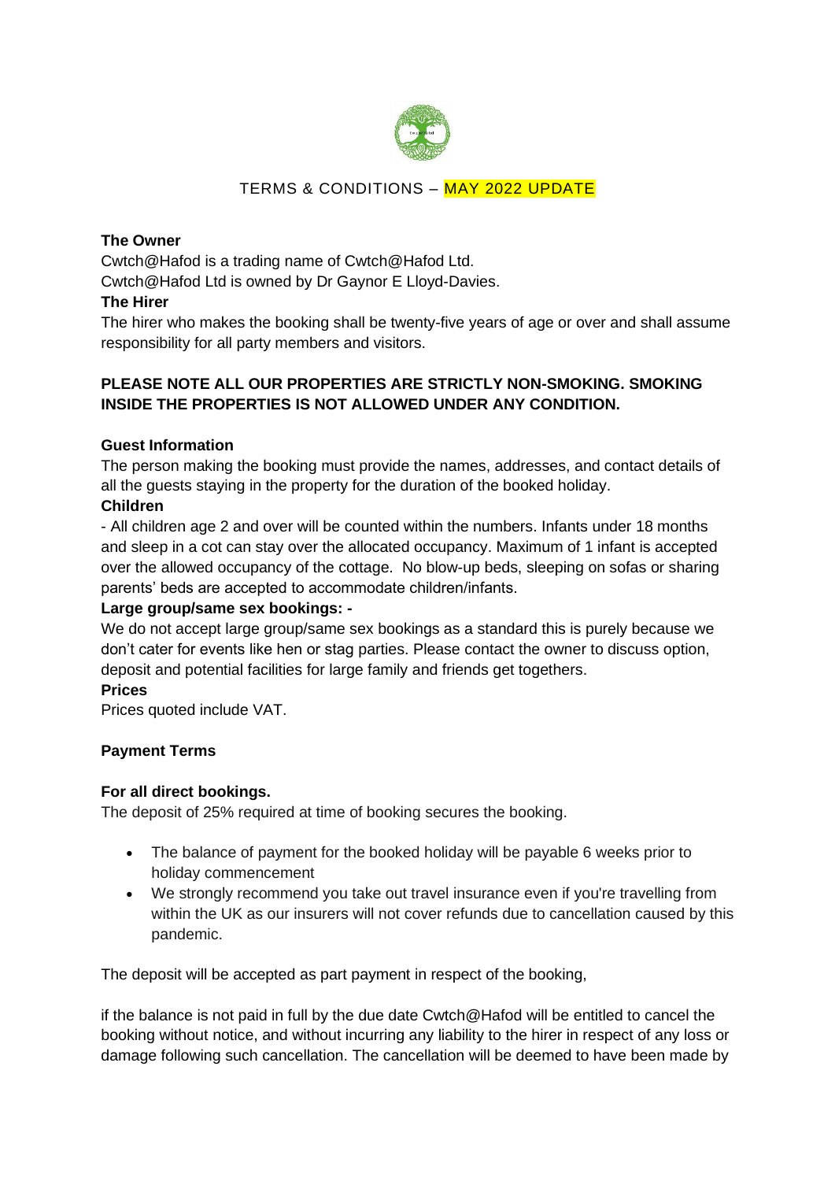# TERMS & CONDITIONS – MAY 2022 UPDATE

**The Owner**

Cwtch@Hafod is a trading name of Cwtch@Hafod Ltd.

Cwtch@Hafod Ltd is owned by Dr Gaynor E Lloyd-Davies.

**The Hirer**

The hirer who makes the booking shall be twenty-five years of age or over and shall assume responsibility for all party members and visitors.

**PLEASE NOTE ALL OUR PROPERTIES ARE STRICTLY NON-SMOKING. SMOKING INSIDE THE PROPERTIES IS NOT ALLOWED UNDER ANY CONDITION.**

**Guest Information**

The person making the booking must provide the names, addresses, and contact details of all the guests staying in the property for the duration of the booked holiday.

**Children**

- All children age 2 and over will be counted within the numbers. Infants under 18 months and sleep in a cot can stay over the allocated occupancy. Maximum of 1 infant is accepted over the allowed occupancy of the cottage. No blow-up beds, sleeping on sofas or sharing parents' beds are accepted to accommodate children/infants.

**Large group/same sex bookings: -**

We do not accept large group/same sex bookings as a standard this is purely because we don't cater for events like hen or stag parties. Please contact the owner to discuss option, deposit and potential facilities for large family and friends get togethers.

**Prices**

Prices quoted include VAT.

**Payment Terms**

**For all direct bookings.**

The deposit of 25% required at time of booking secures the booking.

- The balance of payment for the booked holiday will be payable 6 weeks prior to holiday commencement
- We strongly recommend you take out travel insurance even if you're travelling from within the UK as our insurers will not cover refunds due to cancellation caused by this pandemic.

The deposit will be accepted as part payment in respect of the booking,

if the balance is not paid in full by the due date Cwtch@Hafod will be entitled to cancel the booking without notice, and without incurring any liability to the hirer in respect of any loss or damage following such cancellation. The cancellation will be deemed to have been made by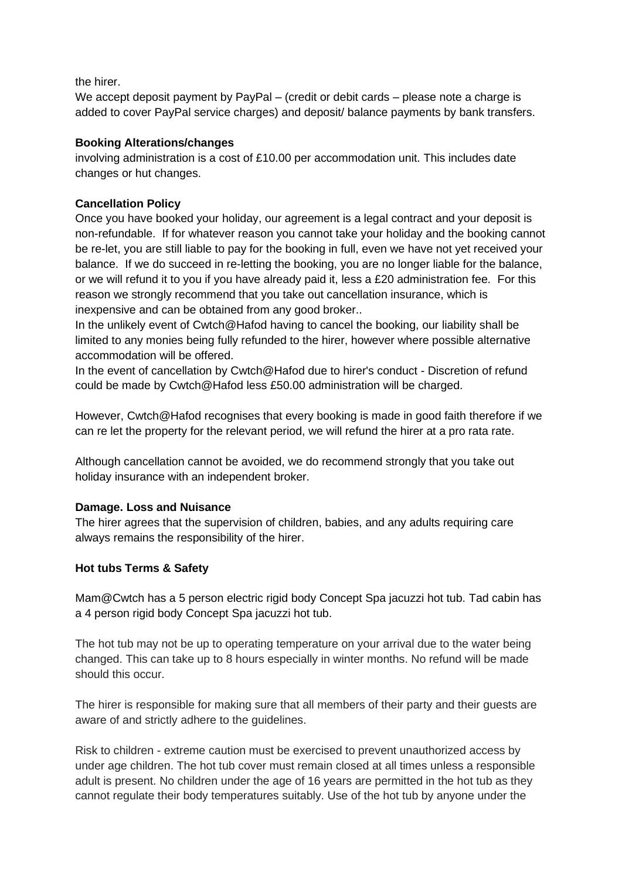the hirer.

We accept deposit payment by PayPal – (credit or debit cards – please note a charge is added to cover PayPal service charges) and deposit/ balance payments by bank transfers.

**Booking Alterations/changes**

involving administration is a cost of £10.00 per accommodation unit. This includes date changes or hut changes.

**Cancellation Policy**

Once you have booked your holiday, our agreement is a legal contract and your deposit is non-refundable. If for whatever reason you cannot take your holiday and the booking cannot be re-let, you are still liable to pay for the booking in full, even we have not yet received your balance. If we do succeed in re-letting the booking, you are no longer liable for the balance, or we will refund it to you if you have already paid it, less a £20 administration fee. For this reason we strongly recommend that you take out cancellation insurance, which is inexpensive and can be obtained from any good broker..

In the unlikely event of Cwtch@Hafod having to cancel the booking, our liability shall be limited to any monies being fully refunded to the hirer, however where possible alternative accommodation will be offered.

In the event of cancellation by Cwtch@Hafod due to hirer's conduct - Discretion of refund could be made by Cwtch@Hafod less £50.00 administration will be charged.

However, Cwtch@Hafod recognises that every booking is made in good faith therefore if we can re let the property for the relevant period, we will refund the hirer at a pro rata rate.

Although cancellation cannot be avoided, we do recommend strongly that you take out holiday insurance with an independent broker.

**Damage. Loss and Nuisance**

The hirer agrees that the supervision of children, babies, and any adults requiring care always remains the responsibility of the hirer.

**Hot tubs Terms & Safety**

Mam@Cwtch has a 5 person electric rigid body Concept Spa jacuzzi hot tub. Tad cabin has a 4 person rigid body Concept Spa jacuzzi hot tub.

The hot tub may not be up to operating temperature on your arrival due to the water being changed. This can take up to 8 hours especially in winter months. No refund will be made should this occur.

The hirer is responsible for making sure that all members of their party and their guests are aware of and strictly adhere to the guidelines.

Risk to children - extreme caution must be exercised to prevent unauthorized access by under age children. The hot tub cover must remain closed at all times unless a responsible adult is present. No children under the age of 16 years are permitted in the hot tub as they cannot regulate their body temperatures suitably. Use of the hot tub by anyone under the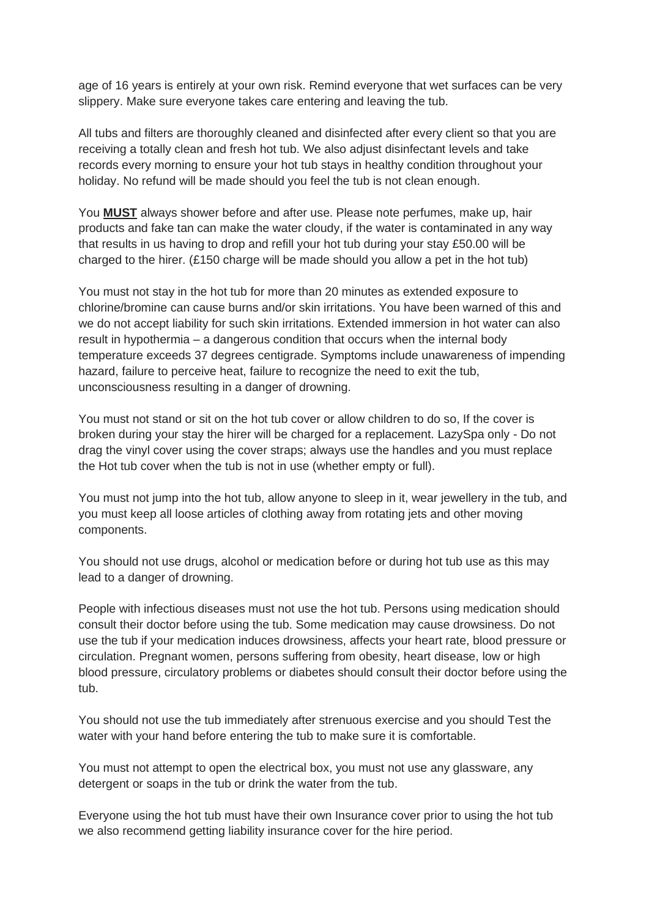age of 16 years is entirely at your own risk. Remind everyone that wet surfaces can be very slippery. Make sure everyone takes care entering and leaving the tub.

All tubs and filters are thoroughly cleaned and disinfected after every client so that you are receiving a totally clean and fresh hot tub. We also adjust disinfectant levels and take records every morning to ensure your hot tub stays in healthy condition throughout your holiday. No refund will be made should you feel the tub is not clean enough.

You **MUST** always shower before and after use. Please note perfumes, make up, hair products and fake tan can make the water cloudy, if the water is contaminated in any way that results in us having to drop and refill your hot tub during your stay £50.00 will be charged to the hirer. (£150 charge will be made should you allow a pet in the hot tub)

You must not stay in the hot tub for more than 20 minutes as extended exposure to chlorine/bromine can cause burns and/or skin irritations. You have been warned of this and we do not accept liability for such skin irritations. Extended immersion in hot water can also result in hypothermia – a dangerous condition that occurs when the internal body temperature exceeds 37 degrees centigrade. Symptoms include unawareness of impending hazard, failure to perceive heat, failure to recognize the need to exit the tub, unconsciousness resulting in a danger of drowning.

You must not stand or sit on the hot tub cover or allow children to do so, If the cover is broken during your stay the hirer will be charged for a replacement. LazySpa only - Do not drag the vinyl cover using the cover straps; always use the handles and you must replace the Hot tub cover when the tub is not in use (whether empty or full).

You must not jump into the hot tub, allow anyone to sleep in it, wear jewellery in the tub, and you must keep all loose articles of clothing away from rotating jets and other moving components.

You should not use drugs, alcohol or medication before or during hot tub use as this may lead to a danger of drowning.

People with infectious diseases must not use the hot tub. Persons using medication should consult their doctor before using the tub. Some medication may cause drowsiness. Do not use the tub if your medication induces drowsiness, affects your heart rate, blood pressure or circulation. Pregnant women, persons suffering from obesity, heart disease, low or high blood pressure, circulatory problems or diabetes should consult their doctor before using the tub.

You should not use the tub immediately after strenuous exercise and you should Test the water with your hand before entering the tub to make sure it is comfortable.

You must not attempt to open the electrical box, you must not use any glassware, any detergent or soaps in the tub or drink the water from the tub.

Everyone using the hot tub must have their own Insurance cover prior to using the hot tub we also recommend getting liability insurance cover for the hire period.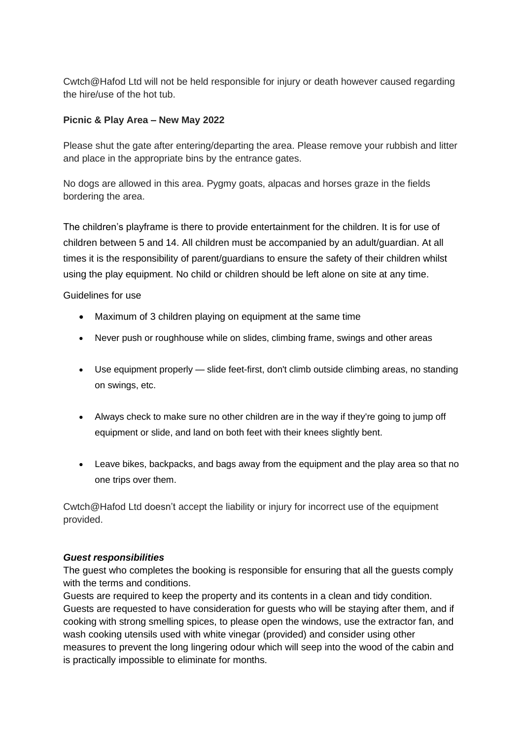Cwtch@Hafod Ltd will not be held responsible for injury or death however caused regarding the hire/use of the hot tub.

**Picnic & Play Area – New May 2022**

Please shut the gate after entering/departing the area. Please remove your rubbish and litter and place in the appropriate bins by the entrance gates.

No dogs are allowed in this area. Pygmy goats, alpacas and horses graze in the fields bordering the area.

The children's playframe is there to provide entertainment for the children. It is for use of children between 5 and 14. All children must be accompanied by an adult/guardian. At all times it is the responsibility of parent/guardians to ensure the safety of their children whilst using the play equipment. No child or children should be left alone on site at any time.

Guidelines for use

- Maximum of 3 children playing on equipment at the same time
- Never push or roughhouse while on slides, climbing frame, swings and other areas
- Use equipment properly — slide feet-first, don't climb outside climbing areas, no standing on swings, etc.
- Always check to make sure no other children are in the way if they're going to jump off equipment or slide, and land on both feet with their knees slightly bent.
- Leave bikes, backpacks, and bags away from the equipment and the play area so that no one trips over them.

Cwtch@Hafod Ltd doesn't accept the liability or injury for incorrect use of the equipment provided.

***Guest responsibilities***

The guest who completes the booking is responsible for ensuring that all the guests comply with the terms and conditions.

Guests are required to keep the property and its contents in a clean and tidy condition. Guests are requested to have consideration for guests who will be staying after them, and if cooking with strong smelling spices, to please open the windows, use the extractor fan, and wash cooking utensils used with white vinegar (provided) and consider using other measures to prevent the long lingering odour which will seep into the wood of the cabin and is practically impossible to eliminate for months.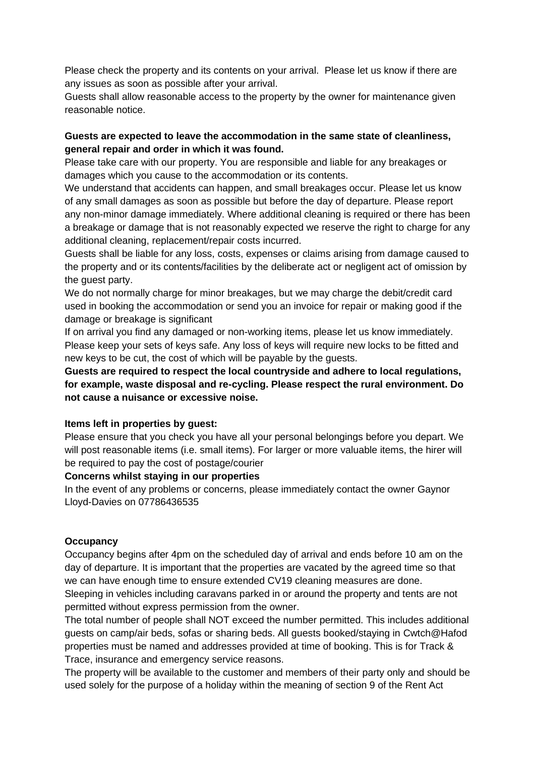Please check the property and its contents on your arrival. Please let us know if there are any issues as soon as possible after your arrival.

Guests shall allow reasonable access to the property by the owner for maintenance given reasonable notice.

**Guests are expected to leave the accommodation in the same state of cleanliness, general repair and order in which it was found.**

Please take care with our property. You are responsible and liable for any breakages or damages which you cause to the accommodation or its contents.

We understand that accidents can happen, and small breakages occur. Please let us know of any small damages as soon as possible but before the day of departure. Please report any non-minor damage immediately. Where additional cleaning is required or there has been a breakage or damage that is not reasonably expected we reserve the right to charge for any additional cleaning, replacement/repair costs incurred.

Guests shall be liable for any loss, costs, expenses or claims arising from damage caused to the property and or its contents/facilities by the deliberate act or negligent act of omission by the guest party.

We do not normally charge for minor breakages, but we may charge the debit/credit card used in booking the accommodation or send you an invoice for repair or making good if the damage or breakage is significant

If on arrival you find any damaged or non-working items, please let us know immediately.

Please keep your sets of keys safe. Any loss of keys will require new locks to be fitted and new keys to be cut, the cost of which will be payable by the guests.

**Guests are required to respect the local countryside and adhere to local regulations, for example, waste disposal and re-cycling. Please respect the rural environment. Do not cause a nuisance or excessive noise.**

**Items left in properties by guest:**

Please ensure that you check you have all your personal belongings before you depart. We will post reasonable items (i.e. small items). For larger or more valuable items, the hirer will be required to pay the cost of postage/courier

**Concerns whilst staying in our properties**

In the event of any problems or concerns, please immediately contact the owner Gaynor Lloyd-Davies on 07786436535

**Occupancy**

Occupancy begins after 4pm on the scheduled day of arrival and ends before 10 am on the day of departure. It is important that the properties are vacated by the agreed time so that we can have enough time to ensure extended CV19 cleaning measures are done.

Sleeping in vehicles including caravans parked in or around the property and tents are not permitted without express permission from the owner.

The total number of people shall NOT exceed the number permitted. This includes additional guests on camp/air beds, sofas or sharing beds. All guests booked/staying in Cwtch@Hafod properties must be named and addresses provided at time of booking. This is for Track & Trace, insurance and emergency service reasons.

The property will be available to the customer and members of their party only and should be used solely for the purpose of a holiday within the meaning of section 9 of the Rent Act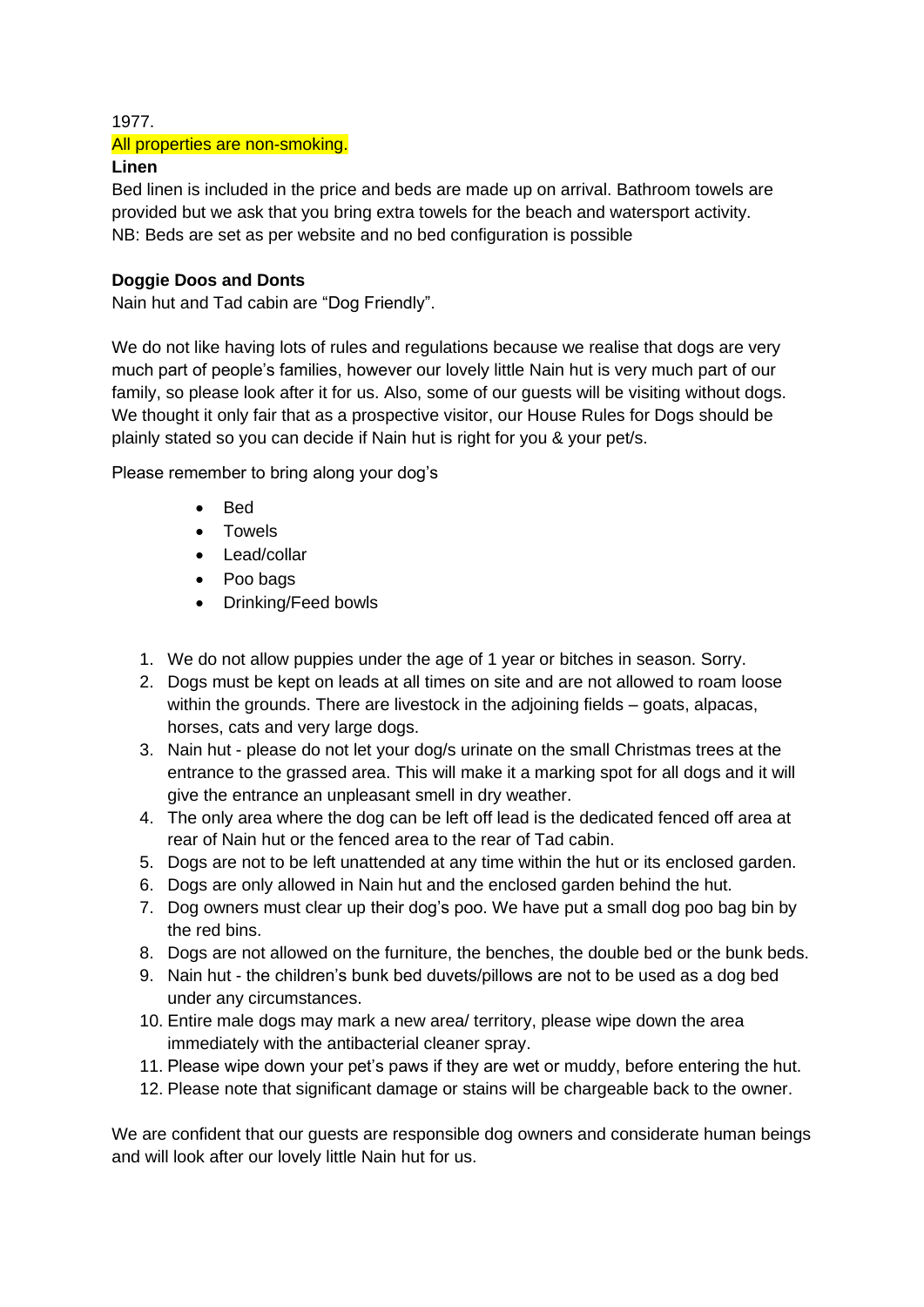1977.

All properties are non-smoking.

**Linen**

Bed linen is included in the price and beds are made up on arrival. Bathroom towels are provided but we ask that you bring extra towels for the beach and watersport activity.
NB: Beds are set as per website and no bed configuration is possible

**Doggie Doos and Donts**

Nain hut and Tad cabin are "Dog Friendly".

We do not like having lots of rules and regulations because we realise that dogs are very much part of people's families, however our lovely little Nain hut is very much part of our family, so please look after it for us. Also, some of our guests will be visiting without dogs. We thought it only fair that as a prospective visitor, our House Rules for Dogs should be plainly stated so you can decide if Nain hut is right for you & your pet/s.

Please remember to bring along your dog's

- Bed
- Towels
- Lead/collar
- Poo bags
- Drinking/Feed bowls

1. We do not allow puppies under the age of 1 year or bitches in season. Sorry.
2. Dogs must be kept on leads at all times on site and are not allowed to roam loose within the grounds. There are livestock in the adjoining fields – goats, alpacas, horses, cats and very large dogs.
3. Nain hut - please do not let your dog/s urinate on the small Christmas trees at the entrance to the grassed area. This will make it a marking spot for all dogs and it will give the entrance an unpleasant smell in dry weather.
4. The only area where the dog can be left off lead is the dedicated fenced off area at rear of Nain hut or the fenced area to the rear of Tad cabin.
5. Dogs are not to be left unattended at any time within the hut or its enclosed garden.
6. Dogs are only allowed in Nain hut and the enclosed garden behind the hut.
7. Dog owners must clear up their dog's poo. We have put a small dog poo bag bin by the red bins.
8. Dogs are not allowed on the furniture, the benches, the double bed or the bunk beds.
9. Nain hut - the children's bunk bed duvets/pillows are not to be used as a dog bed under any circumstances.
10. Entire male dogs may mark a new area/ territory, please wipe down the area immediately with the antibacterial cleaner spray.
11. Please wipe down your pet's paws if they are wet or muddy, before entering the hut.
12. Please note that significant damage or stains will be chargeable back to the owner.

We are confident that our guests are responsible dog owners and considerate human beings and will look after our lovely little Nain hut for us.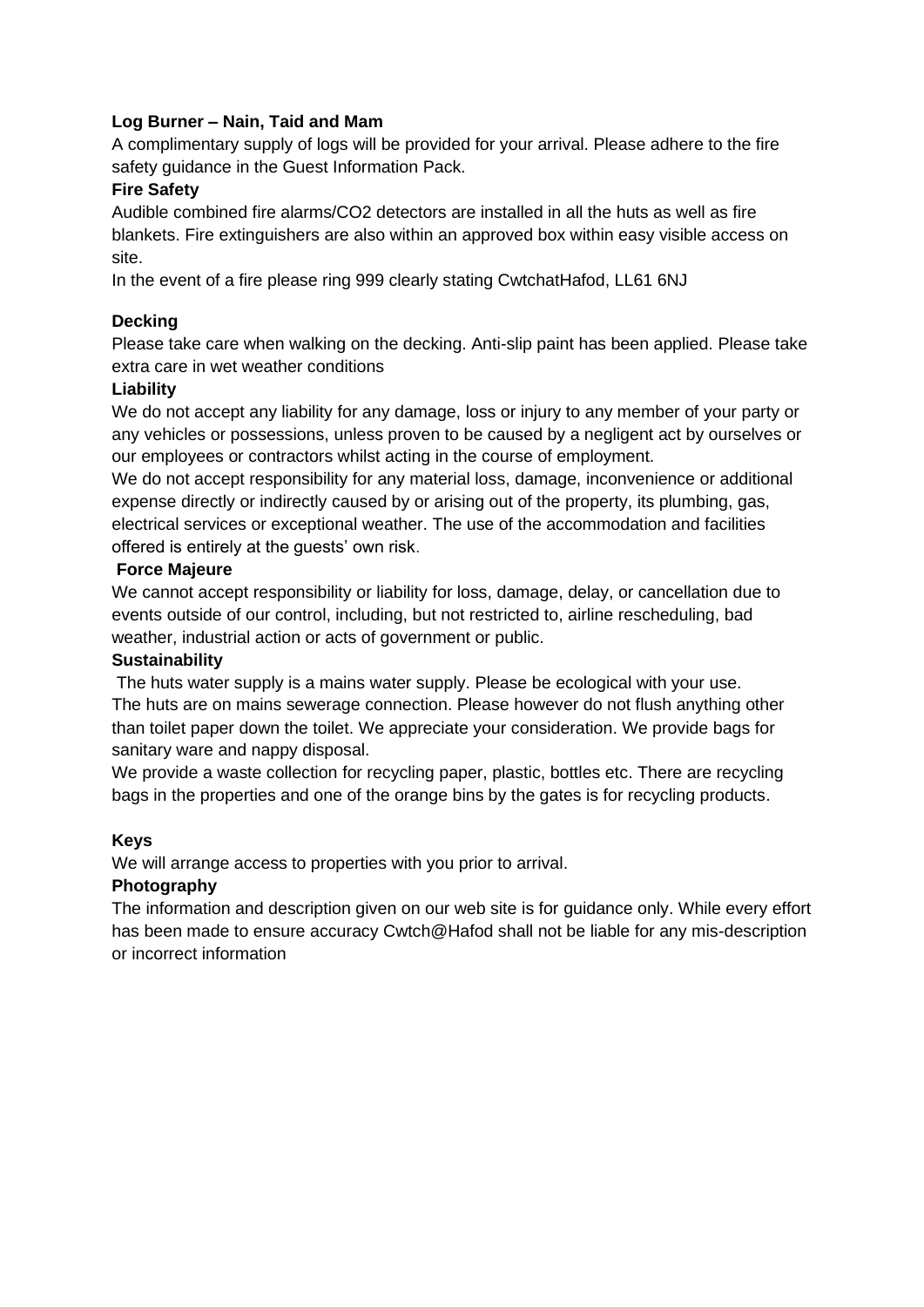**Log Burner – Nain, Taid and Mam**

A complimentary supply of logs will be provided for your arrival. Please adhere to the fire safety guidance in the Guest Information Pack.

**Fire Safety**

Audible combined fire alarms/CO2 detectors are installed in all the huts as well as fire blankets. Fire extinguishers are also within an approved box within easy visible access on site.

In the event of a fire please ring 999 clearly stating CwtchatHafod, LL61 6NJ

**Decking**

Please take care when walking on the decking. Anti-slip paint has been applied. Please take extra care in wet weather conditions

**Liability**

We do not accept any liability for any damage, loss or injury to any member of your party or any vehicles or possessions, unless proven to be caused by a negligent act by ourselves or our employees or contractors whilst acting in the course of employment.

We do not accept responsibility for any material loss, damage, inconvenience or additional expense directly or indirectly caused by or arising out of the property, its plumbing, gas, electrical services or exceptional weather. The use of the accommodation and facilities offered is entirely at the guests' own risk.

**Force Majeure**

We cannot accept responsibility or liability for loss, damage, delay, or cancellation due to events outside of our control, including, but not restricted to, airline rescheduling, bad weather, industrial action or acts of government or public.

**Sustainability**

The huts water supply is a mains water supply. Please be ecological with your use.

The huts are on mains sewerage connection. Please however do not flush anything other than toilet paper down the toilet. We appreciate your consideration. We provide bags for sanitary ware and nappy disposal.

We provide a waste collection for recycling paper, plastic, bottles etc. There are recycling bags in the properties and one of the orange bins by the gates is for recycling products.

**Keys**

We will arrange access to properties with you prior to arrival.

**Photography**

The information and description given on our web site is for guidance only. While every effort has been made to ensure accuracy Cwtch@Hafod shall not be liable for any mis-description or incorrect information